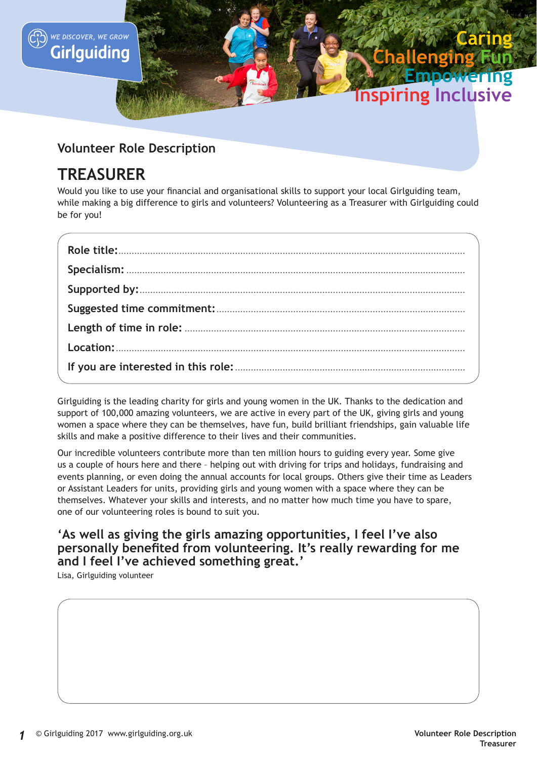WE DISCOVER, WE GROW
Girlguiding

Caring
Challenging Fun
Empowering
Inspiring Inclusive

Volunteer Role Description

# TREASURER

Would you like to use your financial and organisational skills to support your local Girlguiding team, while making a big difference to girls and volunteers? Volunteering as a Treasurer with Girlguiding could be for you!

**Role title:**................................................................................................................................

**Specialism:** ................................................................................................................................

**Supported by:**..........................................................................................................................

**Suggested time commitment:**.................................................................................................

**Length of time in role:** ..........................................................................................................

**Location:**....................................................................................................................................

**If you are interested in this role:**........................................................................................

Girlguiding is the leading charity for girls and young women in the UK. Thanks to the dedication and support of 100,000 amazing volunteers, we are active in every part of the UK, giving girls and young women a space where they can be themselves, have fun, build brilliant friendships, gain valuable life skills and make a positive difference to their lives and their communities.

Our incredible volunteers contribute more than ten million hours to guiding every year. Some give us a couple of hours here and there – helping out with driving for trips and holidays, fundraising and events planning, or even doing the annual accounts for local groups. Others give their time as Leaders or Assistant Leaders for units, providing girls and young women with a space where they can be themselves. Whatever your skills and interests, and no matter how much time you have to spare, one of our volunteering roles is bound to suit you.

**'As well as giving the girls amazing opportunities, I feel I've also personally benefited from volunteering. It's really rewarding for me and I feel I've achieved something great.'**

Lisa, Girlguiding volunteer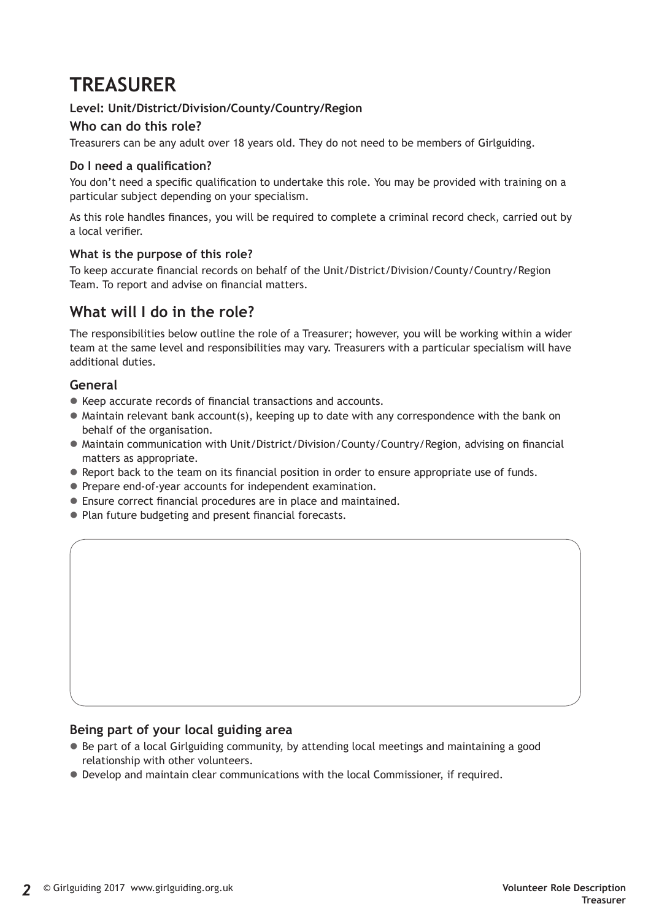# TREASURER

**Level: Unit/District/Division/County/Country/Region**

### Who can do this role?

Treasurers can be any adult over 18 years old. They do not need to be members of Girlguiding.

#### Do I need a qualification?

You don't need a specific qualification to undertake this role. You may be provided with training on a particular subject depending on your specialism.

As this role handles finances, you will be required to complete a criminal record check, carried out by a local verifier.

#### What is the purpose of this role?

To keep accurate financial records on behalf of the Unit/District/Division/County/Country/Region Team. To report and advise on financial matters.

## What will I do in the role?

The responsibilities below outline the role of a Treasurer; however, you will be working within a wider team at the same level and responsibilities may vary. Treasurers with a particular specialism will have additional duties.

### General

- Keep accurate records of financial transactions and accounts.
- Maintain relevant bank account(s), keeping up to date with any correspondence with the bank on behalf of the organisation.
- Maintain communication with Unit/District/Division/County/Country/Region, advising on financial matters as appropriate.
- Report back to the team on its financial position in order to ensure appropriate use of funds.
- Prepare end-of-year accounts for independent examination.
- Ensure correct financial procedures are in place and maintained.
- Plan future budgeting and present financial forecasts.

### Being part of your local guiding area

- Be part of a local Girlguiding community, by attending local meetings and maintaining a good relationship with other volunteers.
- Develop and maintain clear communications with the local Commissioner, if required.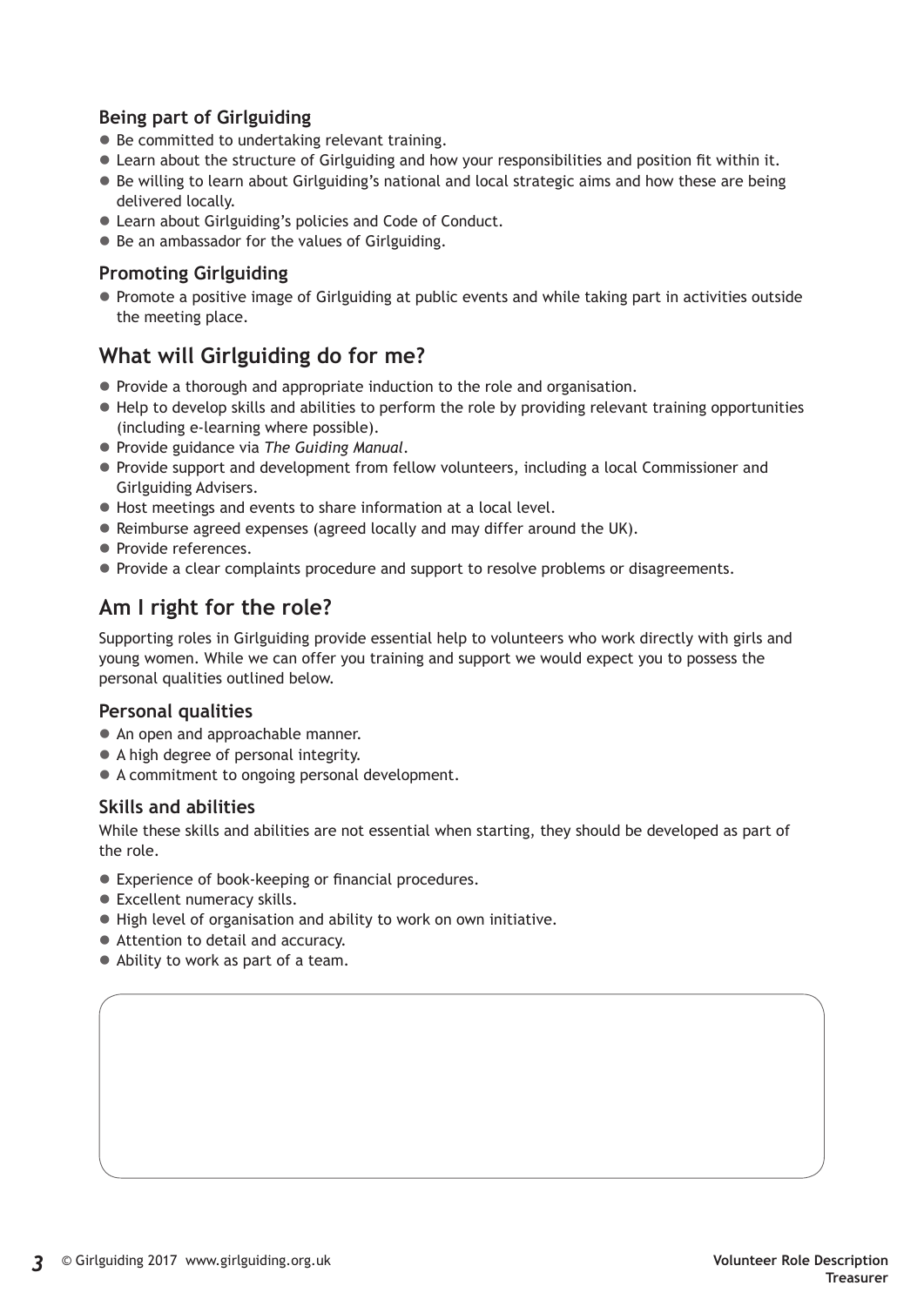### Being part of Girlguiding

- Be committed to undertaking relevant training.
- Learn about the structure of Girlguiding and how your responsibilities and position fit within it.
- Be willing to learn about Girlguiding's national and local strategic aims and how these are being delivered locally.
- Learn about Girlguiding's policies and Code of Conduct.
- Be an ambassador for the values of Girlguiding.

### Promoting Girlguiding

- Promote a positive image of Girlguiding at public events and while taking part in activities outside the meeting place.

## What will Girlguiding do for me?

- Provide a thorough and appropriate induction to the role and organisation.
- Help to develop skills and abilities to perform the role by providing relevant training opportunities (including e-learning where possible).
- Provide guidance via *The Guiding Manual*.
- Provide support and development from fellow volunteers, including a local Commissioner and Girlguiding Advisers.
- Host meetings and events to share information at a local level.
- Reimburse agreed expenses (agreed locally and may differ around the UK).
- Provide references.
- Provide a clear complaints procedure and support to resolve problems or disagreements.

## Am I right for the role?

Supporting roles in Girlguiding provide essential help to volunteers who work directly with girls and young women. While we can offer you training and support we would expect you to possess the personal qualities outlined below.

### Personal qualities

- An open and approachable manner.
- A high degree of personal integrity.
- A commitment to ongoing personal development.

### Skills and abilities

While these skills and abilities are not essential when starting, they should be developed as part of the role.

- Experience of book-keeping or financial procedures.
- Excellent numeracy skills.
- High level of organisation and ability to work on own initiative.
- Attention to detail and accuracy.
- Ability to work as part of a team.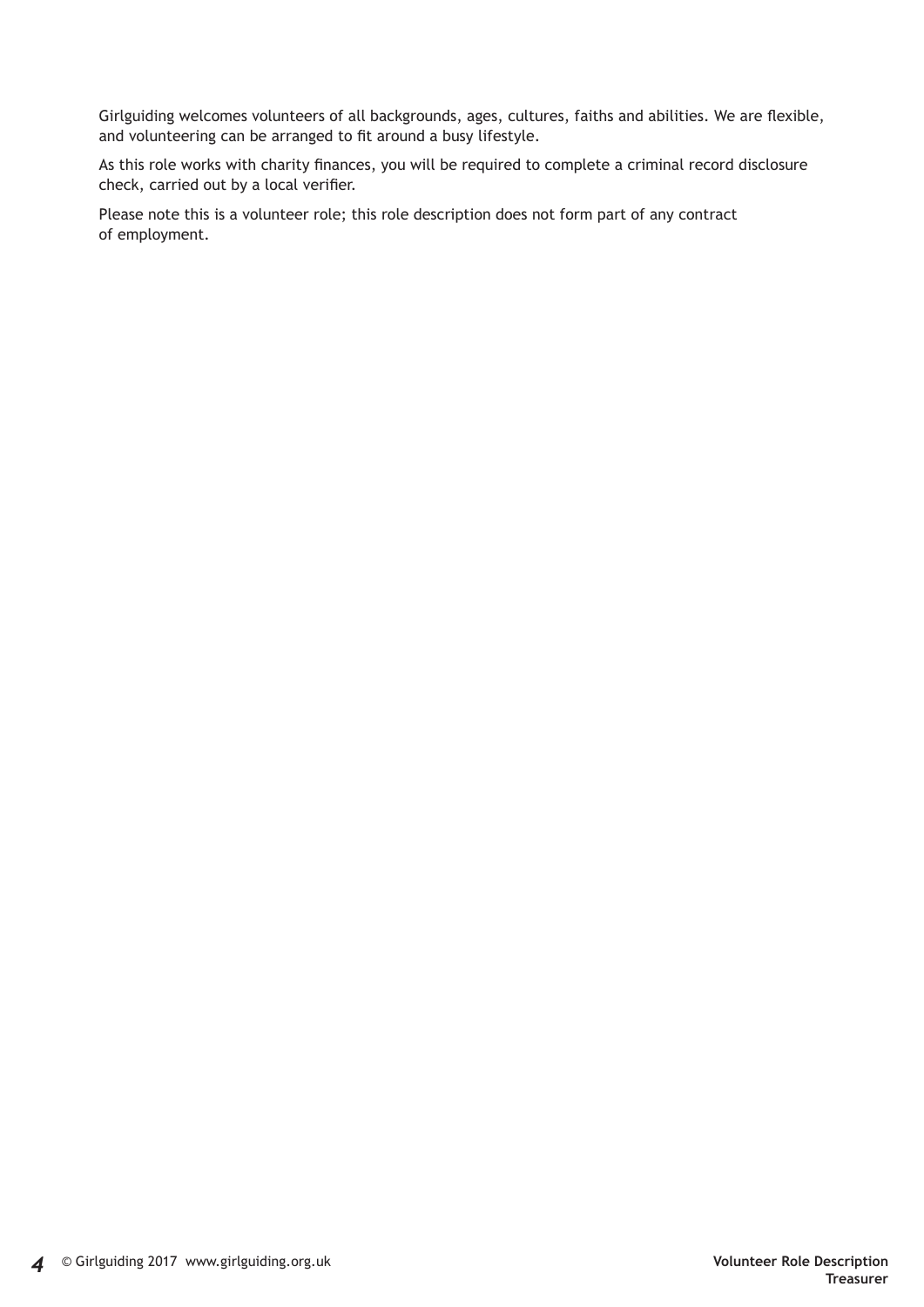Girlguiding welcomes volunteers of all backgrounds, ages, cultures, faiths and abilities. We are flexible, and volunteering can be arranged to fit around a busy lifestyle.

As this role works with charity finances, you will be required to complete a criminal record disclosure check, carried out by a local verifier.

Please note this is a volunteer role; this role description does not form part of any contract of employment.